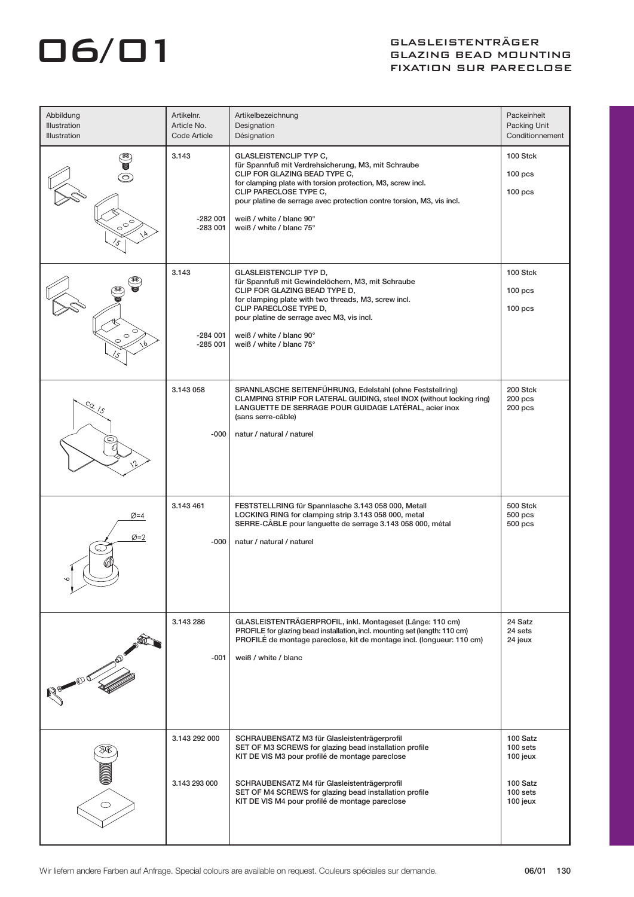# 06/01

## GLASLEISTENTRÄGER
## GLAZING BEAD MOUNTING
## FIXATION SUR PARECLOSE

| Abbildung<br>Illustration<br>Illustration | Artikelnr.<br>Article No.<br>Code Article | Artikelbezeichnung<br>Designation<br>Désignation | Packeinheit<br>Packing Unit<br>Conditionnement |
|---|---|---|---|
| | 3.143<br><br>-282 001<br>-283 001 | **GLASLEISTENCLIP TYP C,**<br>für Spannfuß mit Verdrehsicherung, M3, mit Schraube<br>**CLIP FOR GLAZING BEAD TYPE C,**<br>for clamping plate with torsion protection, M3, screw incl.<br>**CLIP PARECLOSE TYPE C,**<br>pour platine de serrage avec protection contre torsion, M3, vis incl.<br><br>weiß / white / blanc 90°<br>weiß / white / blanc 75° | 100 Stck<br>100 pcs<br>100 pcs |
| | 3.143<br><br>-284 001<br>-285 001 | **GLASLEISTENCLIP TYP D,**<br>für Spannfuß mit Gewindelöchern, M3, mit Schraube<br>**CLIP FOR GLAZING BEAD TYPE D,**<br>for clamping plate with two threads, M3, screw incl.<br>**CLIP PARECLOSE TYPE D,**<br>pour platine de serrage avec M3, vis incl.<br><br>weiß / white / blanc 90°<br>weiß / white / blanc 75° | 100 Stck<br>100 pcs<br>100 pcs |
| | 3.143 058<br><br>-000 | **SPANNLASCHE SEITENFÜHRUNG**, Edelstahl (ohne Feststellring)<br>**CLAMPING STRIP FOR LATERAL GUIDING**, steel INOX (without locking ring)<br>**LANGUETTE DE SERRAGE POUR GUIDAGE LATÉRAL**, acier inox (sans serre-câble)<br><br>natur / natural / naturel | 200 Stck<br>200 pcs<br>200 pcs |
| | 3.143 461<br><br>-000 | **FESTSTELLRING** für Spannlasche 3.143 058 000, Metall<br>**LOCKING RING** for clamping strip 3.143 058 000, metal<br>**SERRE-CÂBLE** pour languette de serrage 3.143 058 000, métal<br><br>natur / natural / naturel | 500 Stck<br>500 pcs<br>500 pcs |
| | 3.143 286<br><br>-001 | **GLASLEISTENTRÄGERPROFIL**, inkl. Montageset (Länge: 110 cm)<br>**PROFILE** for glazing bead installation, incl. mounting set (length: 110 cm)<br>**PROFILÉ** de montage pareclose, kit de montage incl. (longueur: 110 cm)<br><br>weiß / white / blanc | 24 Satz<br>24 sets<br>24 jeux |
| | 3.143 292 000<br><br>3.143 293 000 | **SCHRAUBENSATZ M3** für Glasleistenträgerprofil<br>**SET OF M3 SCREWS** for glazing bead installation profile<br>**KIT DE VIS M3** pour profilé de montage pareclose<br><br>**SCHRAUBENSATZ M4** für Glasleistenträgerprofil<br>**SET OF M4 SCREWS** for glazing bead installation profile<br>**KIT DE VIS M4** pour profilé de montage pareclose | 100 Satz<br>100 sets<br>100 jeux<br><br>100 Satz<br>100 sets<br>100 jeux |

Wir liefern andere Farben auf Anfrage. Special colours are available on request. Couleurs spéciales sur demande.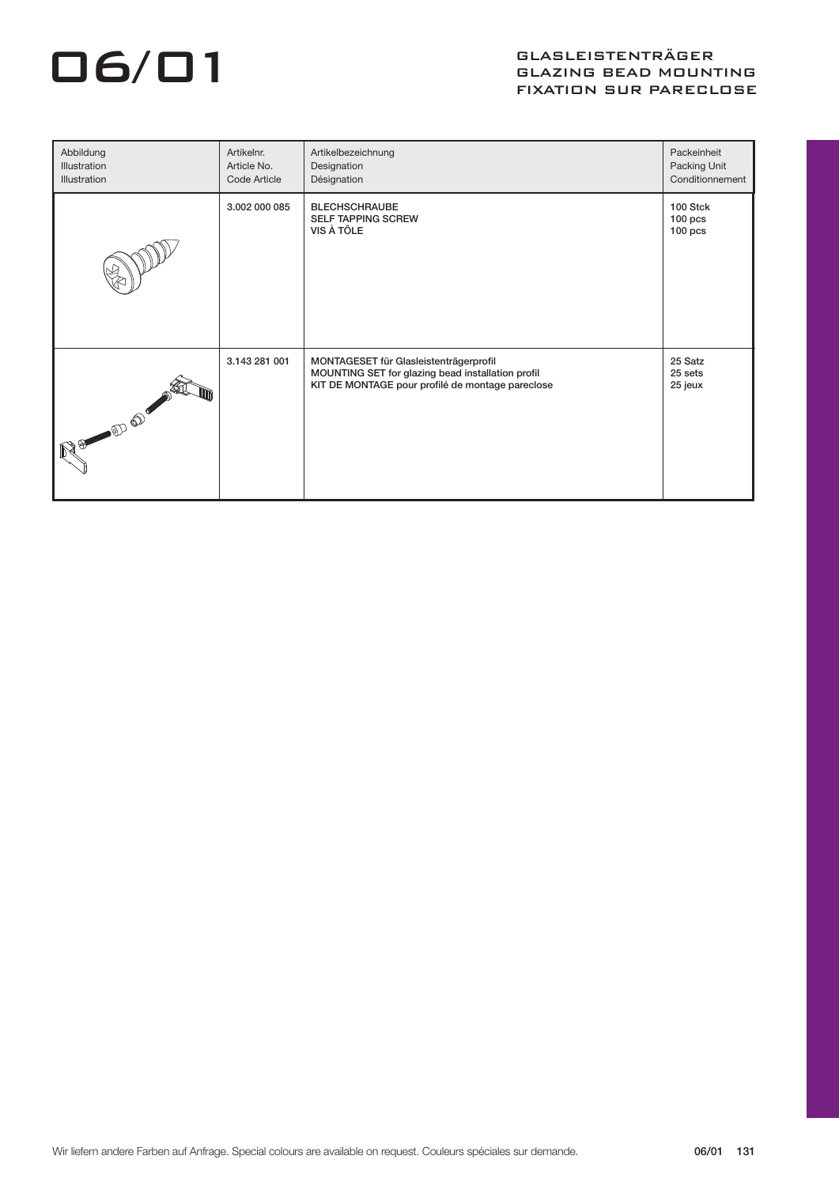# 06/01

## GLASLEISTENTRÄGER
## GLAZING BEAD MOUNTING
## FIXATION SUR PARECLOSE

| Abbildung<br>Illustration<br>Illustration | Artikelnr.<br>Article No.<br>Code Article | Artikelbezeichnung<br>Designation<br>Désignation | Packeinheit<br>Packing Unit<br>Conditionnement |
|---|---|---|---|
| | 3.002 000 085 | **BLECHSCHRAUBE**<br>**SELF TAPPING SCREW**<br>**VIS À TÔLE** | **100 Stck**<br>**100 pcs**<br>**100 pcs** |
| | 3.143 281 001 | MONTAGESET für Glasleistenträgerprofil<br>MOUNTING SET for glazing bead installation profil<br>KIT DE MONTAGE pour profilé de montage pareclose | 25 Satz<br>25 sets<br>25 jeux |

Wir liefern andere Farben auf Anfrage. Special colours are available on request. Couleurs spéciales sur demande.